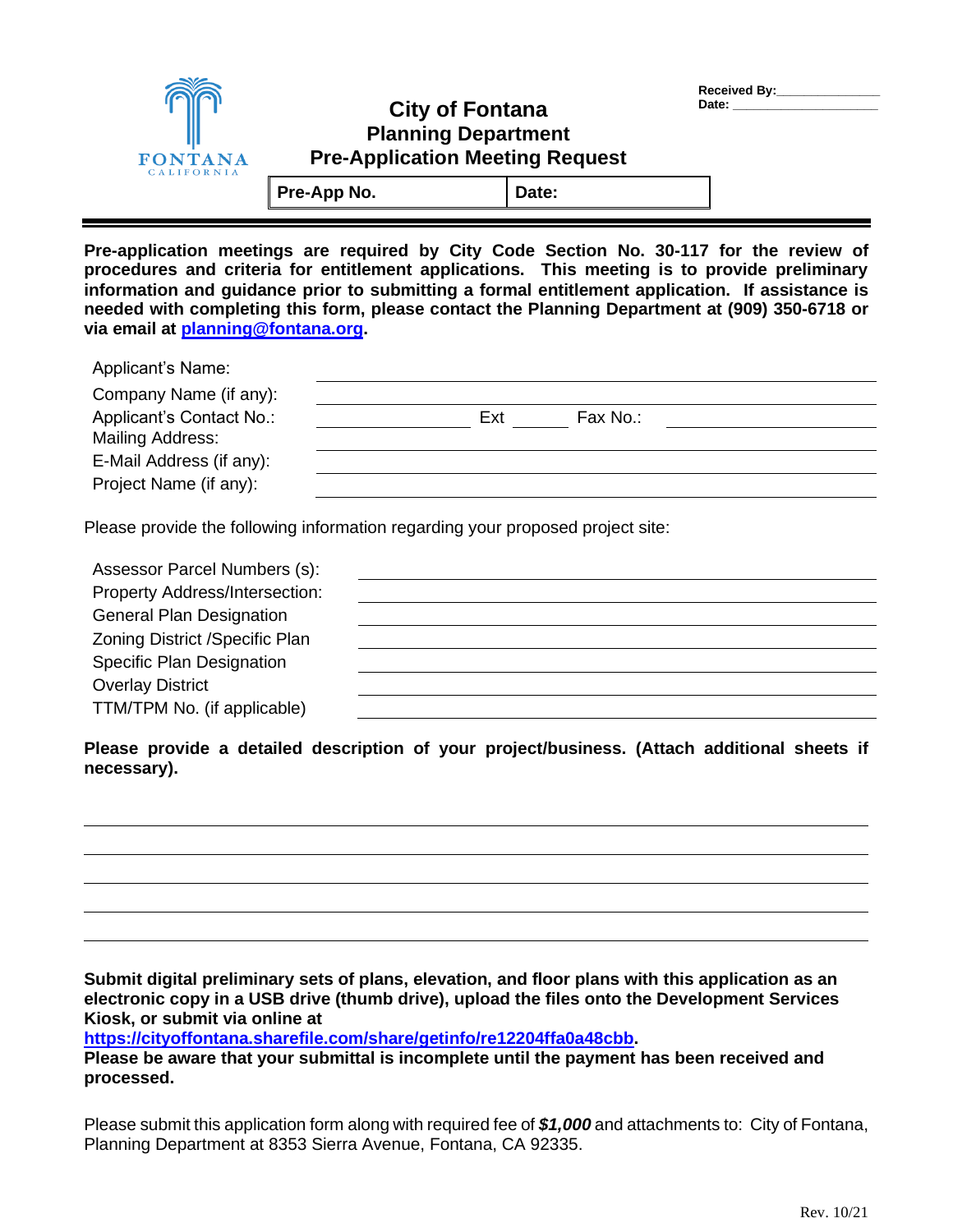Received By:_______________
Date: ____________________

# City of Fontana
## Planning Department
## Pre-Application Meeting Request

| Pre-App No. | Date: |
|---|---|

**Pre-application meetings are required by City Code Section No. 30-117 for the review of procedures and criteria for entitlement applications. This meeting is to provide preliminary information and guidance prior to submitting a formal entitlement application. If assistance is needed with completing this form, please contact the Planning Department at (909) 350-6718 or via email at [planning@fontana.org](mailto:planning@fontana.org).**

Applicant's Name: ______________________________

Company Name (if any): ______________________________

Applicant's Contact No.: ____________ Ext ______ Fax No.: ____________

Mailing Address: ______________________________

E-Mail Address (if any): ______________________________

Project Name (if any): ______________________________

Please provide the following information regarding your proposed project site:

Assessor Parcel Numbers (s): ______________________________

Property Address/Intersection: ______________________________

General Plan Designation ______________________________

Zoning District /Specific Plan ______________________________

Specific Plan Designation ______________________________

Overlay District ______________________________

TTM/TPM No. (if applicable) ______________________________

**Please provide a detailed description of your project/business. (Attach additional sheets if necessary).**

______________________________________________________________

______________________________________________________________

______________________________________________________________

______________________________________________________________

______________________________________________________________

**Submit digital preliminary sets of plans, elevation, and floor plans with this application as an electronic copy in a USB drive (thumb drive), upload the files onto the Development Services Kiosk, or submit via online at [https://cityoffontana.sharefile.com/share/getinfo/re12204ffa0a48cbb](https://cityoffontana.sharefile.com/share/getinfo/re12204ffa0a48cbb).**
**Please be aware that your submittal is incomplete until the payment has been received and processed.**

Please submit this application form along with required fee of ***$1,000*** and attachments to: City of Fontana, Planning Department at 8353 Sierra Avenue, Fontana, CA 92335.

Rev. 10/21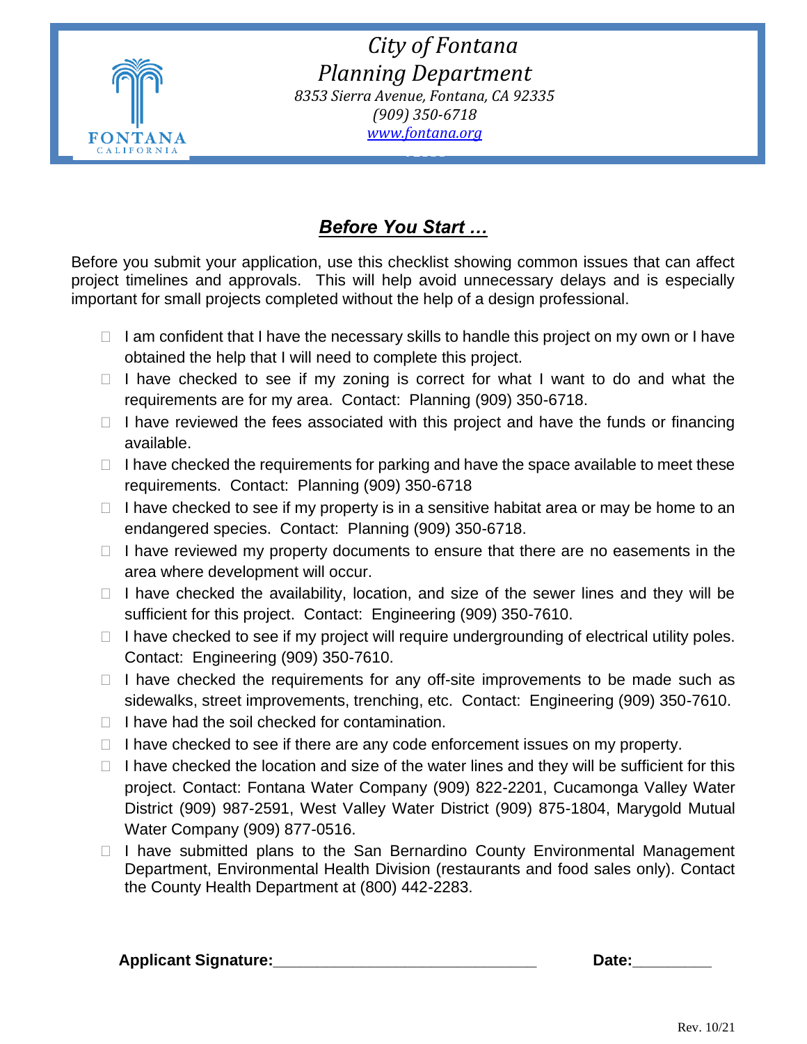# City of Fontana
## Planning Department

*8353 Sierra Avenue, Fontana, CA 92335*
*(909) 350-6718*
*www.fontana.org*

## ***Before You Start …***

Before you submit your application, use this checklist showing common issues that can affect project timelines and approvals. This will help avoid unnecessary delays and is especially important for small projects completed without the help of a design professional.

- ☐ I am confident that I have the necessary skills to handle this project on my own or I have obtained the help that I will need to complete this project.
- ☐ I have checked to see if my zoning is correct for what I want to do and what the requirements are for my area. Contact: Planning (909) 350-6718.
- ☐ I have reviewed the fees associated with this project and have the funds or financing available.
- ☐ I have checked the requirements for parking and have the space available to meet these requirements. Contact: Planning (909) 350-6718
- ☐ I have checked to see if my property is in a sensitive habitat area or may be home to an endangered species. Contact: Planning (909) 350-6718.
- ☐ I have reviewed my property documents to ensure that there are no easements in the area where development will occur.
- ☐ I have checked the availability, location, and size of the sewer lines and they will be sufficient for this project. Contact: Engineering (909) 350-7610.
- ☐ I have checked to see if my project will require undergrounding of electrical utility poles. Contact: Engineering (909) 350-7610.
- ☐ I have checked the requirements for any off-site improvements to be made such as sidewalks, street improvements, trenching, etc. Contact: Engineering (909) 350-7610.
- ☐ I have had the soil checked for contamination.
- ☐ I have checked to see if there are any code enforcement issues on my property.
- ☐ I have checked the location and size of the water lines and they will be sufficient for this project. Contact: Fontana Water Company (909) 822-2201, Cucamonga Valley Water District (909) 987-2591, West Valley Water District (909) 875-1804, Marygold Mutual Water Company (909) 877-0516.
- ☐ I have submitted plans to the San Bernardino County Environmental Management Department, Environmental Health Division (restaurants and food sales only). Contact the County Health Department at (800) 442-2283.

**Applicant Signature:**\_\_\_\_\_\_\_\_\_\_\_\_\_\_\_\_\_\_\_\_\_\_\_\_\_\_\_\_\_\_ **Date:**\_\_\_\_\_\_\_\_\_

Rev. 10/21